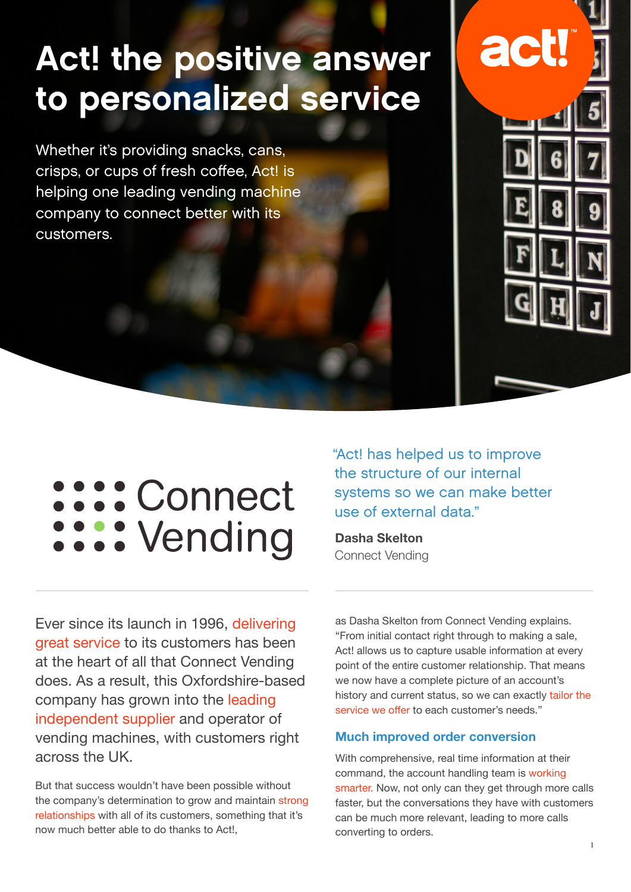# Act! the positive answer to personalized service

Whether it's providing snacks, cans, crisps, or cups of fresh coffee, Act! is helping one leading vending machine company to connect better with its customers.

Connect Vending

"Act! has helped us to improve the structure of our internal systems so we can make better use of external data."

**Dasha Skelton**
Connect Vending

Ever since its launch in 1996, delivering great service to its customers has been at the heart of all that Connect Vending does. As a result, this Oxfordshire-based company has grown into the leading independent supplier and operator of vending machines, with customers right across the UK.

But that success wouldn't have been possible without the company's determination to grow and maintain strong relationships with all of its customers, something that it's now much better able to do thanks to Act!, as Dasha Skelton from Connect Vending explains. "From initial contact right through to making a sale, Act! allows us to capture usable information at every point of the entire customer relationship. That means we now have a complete picture of an account's history and current status, so we can exactly tailor the service we offer to each customer's needs."

## Much improved order conversion

With comprehensive, real time information at their command, the account handling team is working smarter. Now, not only can they get through more calls faster, but the conversations they have with customers can be much more relevant, leading to more calls converting to orders.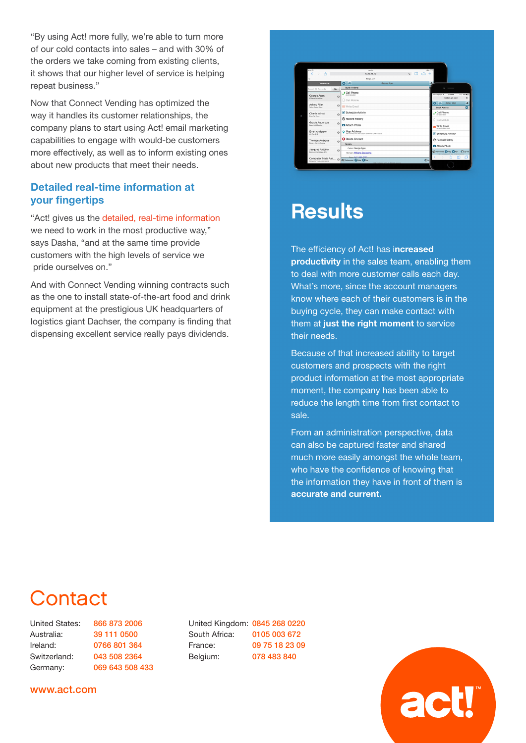"By using Act! more fully, we're able to turn more of our cold contacts into sales – and with 30% of the orders we take coming from existing clients, it shows that our higher level of service is helping repeat business."

Now that Connect Vending has optimized the way it handles its customer relationships, the company plans to start using Act! email marketing capabilities to engage with would-be customers more effectively, as well as to inform existing ones about new products that meet their needs.

## Detailed real-time information at your fingertips

"Act! gives us the detailed, real-time information we need to work in the most productive way," says Dasha, "and at the same time provide customers with the high levels of service we pride ourselves on."

And with Connect Vending winning contracts such as the one to install state-of-the-art food and drink equipment at the prestigious UK headquarters of logistics giant Dachser, the company is finding that dispensing excellent service really pays dividends.

# Results

The efficiency of Act! has **increased productivity** in the sales team, enabling them to deal with more customer calls each day. What's more, since the account managers know where each of their customers is in the buying cycle, they can make contact with them at **just the right moment** to service their needs.

Because of that increased ability to target customers and prospects with the right product information at the most appropriate moment, the company has been able to reduce the length time from first contact to sale.

From an administration perspective, data can also be captured faster and shared much more easily amongst the whole team, who have the confidence of knowing that the information they have in front of them is **accurate and current.**

# Contact

| | |
|---|---|
| United States: | 866 873 2006 |
| Australia: | 39 111 0500 |
| Ireland: | 0766 801 364 |
| Switzerland: | 043 508 2364 |
| Germany: | 069 643 508 433 |
| United Kingdom: | 0845 268 0220 |
| South Africa: | 0105 003 672 |
| France: | 09 75 18 23 09 |
| Belgium: | 078 483 840 |

www.act.com

act!™